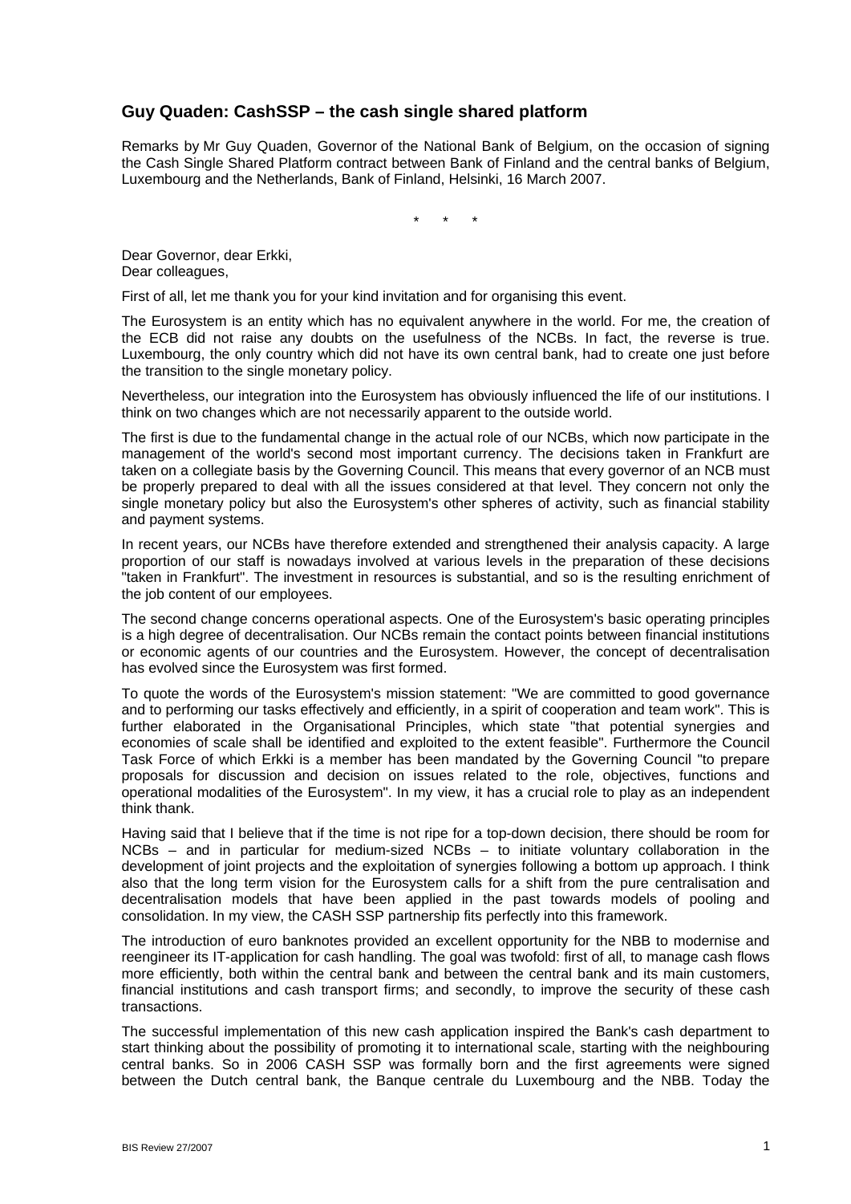## Guy Quaden: CashSSP – the cash single shared platform

Remarks by Mr Guy Quaden, Governor of the National Bank of Belgium, on the occasion of signing the Cash Single Shared Platform contract between Bank of Finland and the central banks of Belgium, Luxembourg and the Netherlands, Bank of Finland, Helsinki, 16 March 2007.

\*   \*   \*

Dear Governor, dear Erkki,
Dear colleagues,

First of all, let me thank you for your kind invitation and for organising this event.

The Eurosystem is an entity which has no equivalent anywhere in the world. For me, the creation of the ECB did not raise any doubts on the usefulness of the NCBs. In fact, the reverse is true. Luxembourg, the only country which did not have its own central bank, had to create one just before the transition to the single monetary policy.

Nevertheless, our integration into the Eurosystem has obviously influenced the life of our institutions. I think on two changes which are not necessarily apparent to the outside world.

The first is due to the fundamental change in the actual role of our NCBs, which now participate in the management of the world's second most important currency. The decisions taken in Frankfurt are taken on a collegiate basis by the Governing Council. This means that every governor of an NCB must be properly prepared to deal with all the issues considered at that level. They concern not only the single monetary policy but also the Eurosystem's other spheres of activity, such as financial stability and payment systems.

In recent years, our NCBs have therefore extended and strengthened their analysis capacity. A large proportion of our staff is nowadays involved at various levels in the preparation of these decisions "taken in Frankfurt". The investment in resources is substantial, and so is the resulting enrichment of the job content of our employees.

The second change concerns operational aspects. One of the Eurosystem's basic operating principles is a high degree of decentralisation. Our NCBs remain the contact points between financial institutions or economic agents of our countries and the Eurosystem. However, the concept of decentralisation has evolved since the Eurosystem was first formed.

To quote the words of the Eurosystem's mission statement: "We are committed to good governance and to performing our tasks effectively and efficiently, in a spirit of cooperation and team work". This is further elaborated in the Organisational Principles, which state "that potential synergies and economies of scale shall be identified and exploited to the extent feasible". Furthermore the Council Task Force of which Erkki is a member has been mandated by the Governing Council "to prepare proposals for discussion and decision on issues related to the role, objectives, functions and operational modalities of the Eurosystem". In my view, it has a crucial role to play as an independent think thank.

Having said that I believe that if the time is not ripe for a top-down decision, there should be room for NCBs – and in particular for medium-sized NCBs – to initiate voluntary collaboration in the development of joint projects and the exploitation of synergies following a bottom up approach. I think also that the long term vision for the Eurosystem calls for a shift from the pure centralisation and decentralisation models that have been applied in the past towards models of pooling and consolidation. In my view, the CASH SSP partnership fits perfectly into this framework.

The introduction of euro banknotes provided an excellent opportunity for the NBB to modernise and reengineer its IT-application for cash handling. The goal was twofold: first of all, to manage cash flows more efficiently, both within the central bank and between the central bank and its main customers, financial institutions and cash transport firms; and secondly, to improve the security of these cash transactions.

The successful implementation of this new cash application inspired the Bank's cash department to start thinking about the possibility of promoting it to international scale, starting with the neighbouring central banks. So in 2006 CASH SSP was formally born and the first agreements were signed between the Dutch central bank, the Banque centrale du Luxembourg and the NBB. Today the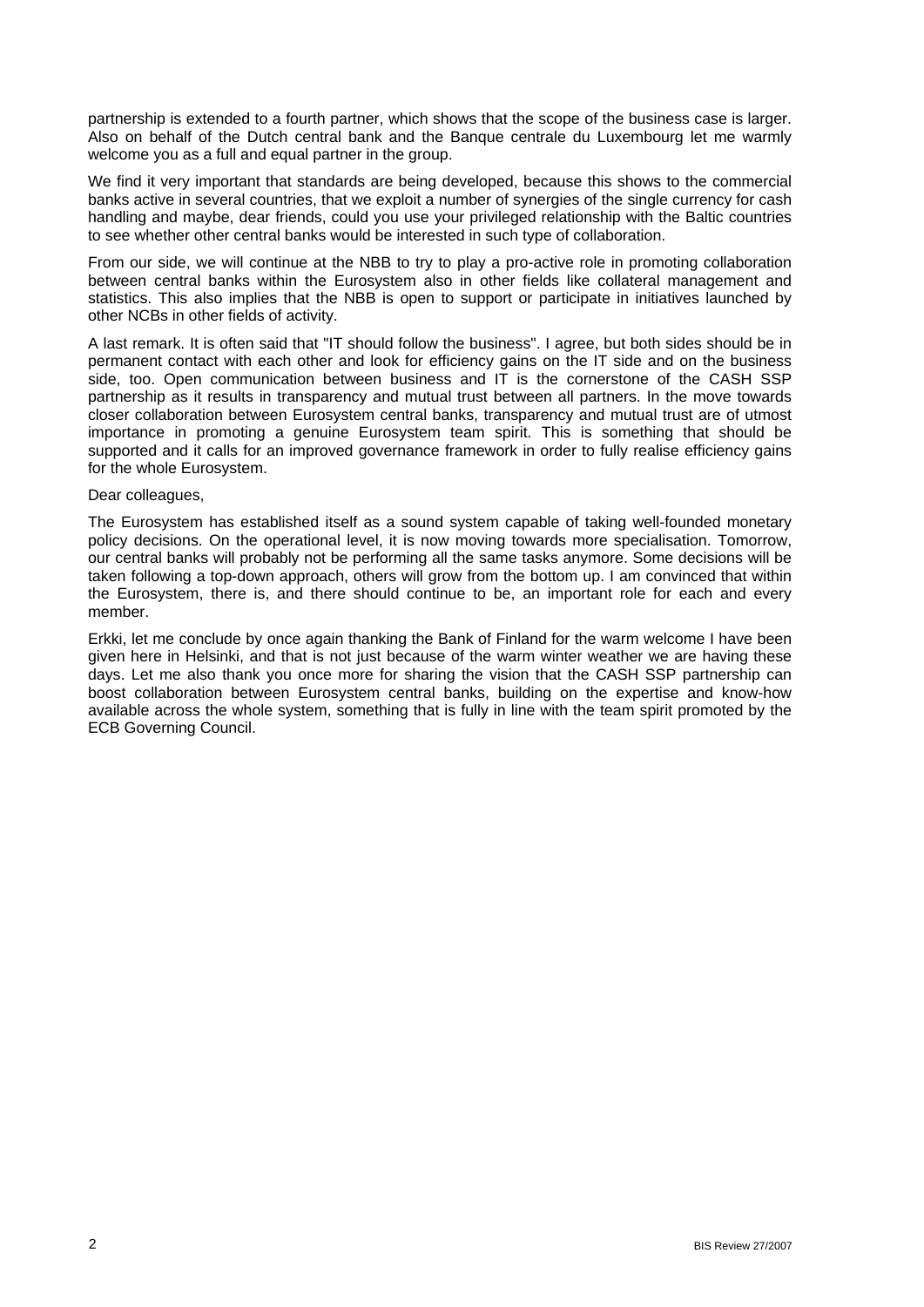partnership is extended to a fourth partner, which shows that the scope of the business case is larger. Also on behalf of the Dutch central bank and the Banque centrale du Luxembourg let me warmly welcome you as a full and equal partner in the group.

We find it very important that standards are being developed, because this shows to the commercial banks active in several countries, that we exploit a number of synergies of the single currency for cash handling and maybe, dear friends, could you use your privileged relationship with the Baltic countries to see whether other central banks would be interested in such type of collaboration.

From our side, we will continue at the NBB to try to play a pro-active role in promoting collaboration between central banks within the Eurosystem also in other fields like collateral management and statistics. This also implies that the NBB is open to support or participate in initiatives launched by other NCBs in other fields of activity.

A last remark. It is often said that "IT should follow the business". I agree, but both sides should be in permanent contact with each other and look for efficiency gains on the IT side and on the business side, too. Open communication between business and IT is the cornerstone of the CASH SSP partnership as it results in transparency and mutual trust between all partners. In the move towards closer collaboration between Eurosystem central banks, transparency and mutual trust are of utmost importance in promoting a genuine Eurosystem team spirit. This is something that should be supported and it calls for an improved governance framework in order to fully realise efficiency gains for the whole Eurosystem.

Dear colleagues,

The Eurosystem has established itself as a sound system capable of taking well-founded monetary policy decisions. On the operational level, it is now moving towards more specialisation. Tomorrow, our central banks will probably not be performing all the same tasks anymore. Some decisions will be taken following a top-down approach, others will grow from the bottom up. I am convinced that within the Eurosystem, there is, and there should continue to be, an important role for each and every member.

Erkki, let me conclude by once again thanking the Bank of Finland for the warm welcome I have been given here in Helsinki, and that is not just because of the warm winter weather we are having these days. Let me also thank you once more for sharing the vision that the CASH SSP partnership can boost collaboration between Eurosystem central banks, building on the expertise and know-how available across the whole system, something that is fully in line with the team spirit promoted by the ECB Governing Council.